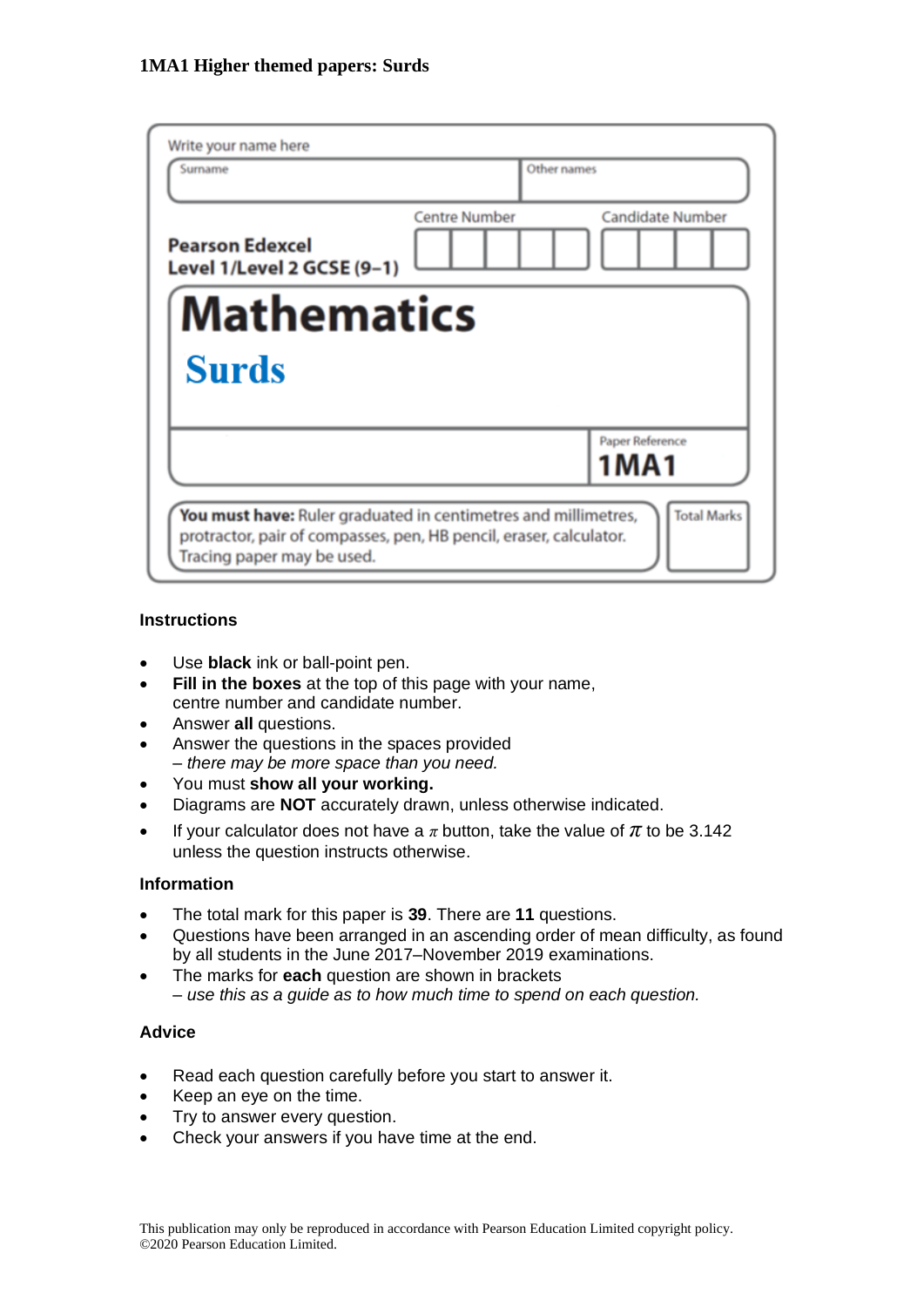**1MA1 Higher themed papers: Surds**

Write your name here

| Surname | Other names |
| --- | --- |
| | |

**Pearson Edexcel Level 1/Level 2 GCSE (9–1)**

Centre Number | Candidate Number

# Mathematics

## Surds

Paper Reference **1MA1**

**You must have:** Ruler graduated in centimetres and millimetres, protractor, pair of compasses, pen, HB pencil, eraser, calculator. Tracing paper may be used.

Total Marks

### Instructions

- Use **black** ink or ball-point pen.
- **Fill in the boxes** at the top of this page with your name, centre number and candidate number.
- Answer **all** questions.
- Answer the questions in the spaces provided
  *– there may be more space than you need.*
- You must **show all your working.**
- Diagrams are **NOT** accurately drawn, unless otherwise indicated.
- If your calculator does not have a $\pi$ button, take the value of $\pi$ to be 3.142 unless the question instructs otherwise.

### Information

- The total mark for this paper is **39**. There are **11** questions.
- Questions have been arranged in an ascending order of mean difficulty, as found by all students in the June 2017–November 2019 examinations.
- The marks for **each** question are shown in brackets
  *– use this as a guide as to how much time to spend on each question.*

### Advice

- Read each question carefully before you start to answer it.
- Keep an eye on the time.
- Try to answer every question.
- Check your answers if you have time at the end.

This publication may only be reproduced in accordance with Pearson Education Limited copyright policy.
©2020 Pearson Education Limited.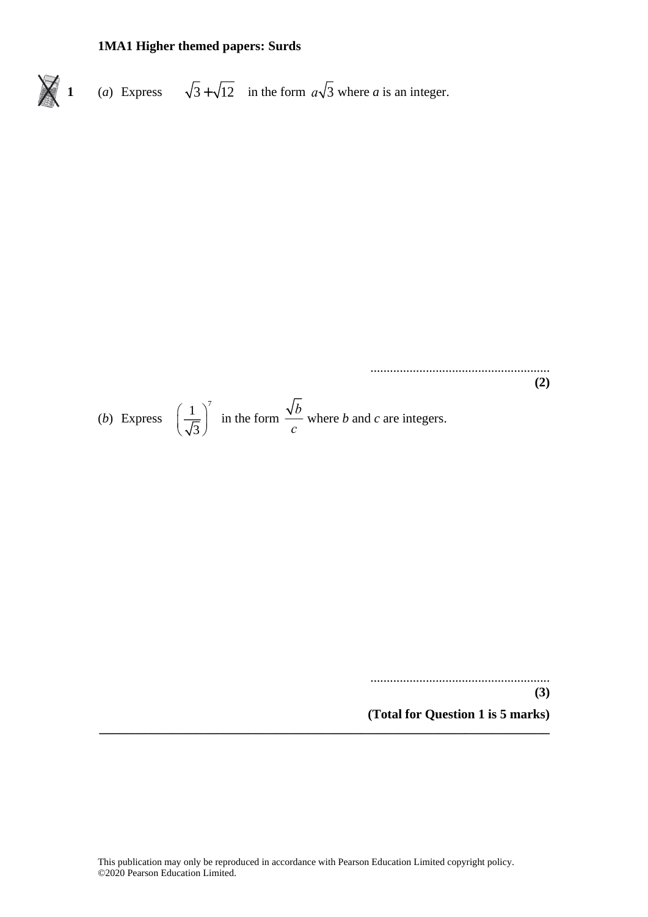**1MA1 Higher themed papers: Surds**

**1** (*a*) Express $\sqrt{3}+\sqrt{12}$ in the form $a\sqrt{3}$ where *a* is an integer.

.......................................................

**(2)**

(*b*) Express $\left(\frac{1}{\sqrt{3}}\right)^7$ in the form $\frac{\sqrt{b}}{c}$ where *b* and *c* are integers.

.......................................................

**(3)**

**(Total for Question 1 is 5 marks)**

---

This publication may only be reproduced in accordance with Pearson Education Limited copyright policy.
©2020 Pearson Education Limited.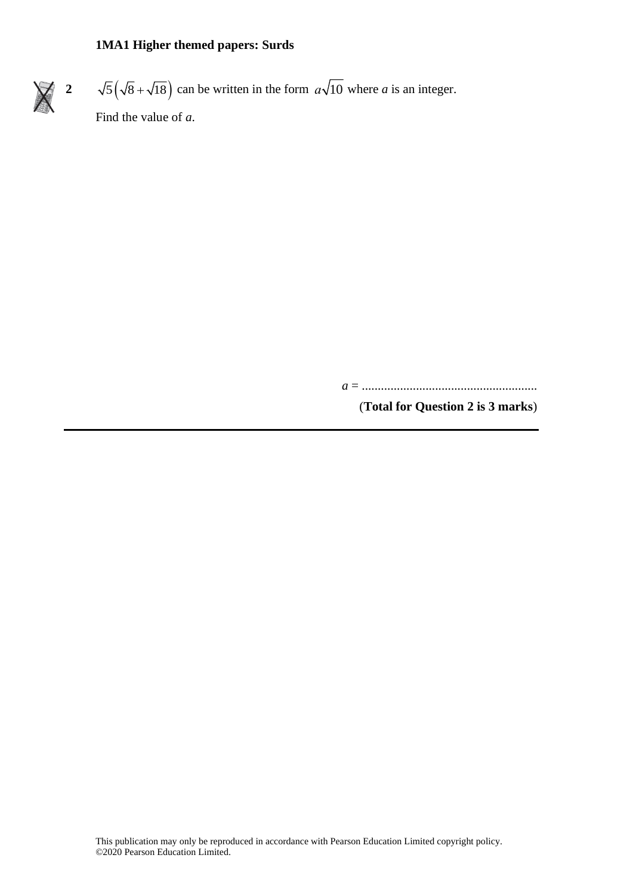**1MA1 Higher themed papers: Surds**

**2** $\sqrt{5}\left(\sqrt{8}+\sqrt{18}\right)$ can be written in the form $a\sqrt{10}$ where $a$ is an integer.

Find the value of $a$.

$a$ = .......................................................

(**Total for Question 2 is 3 marks**)

This publication may only be reproduced in accordance with Pearson Education Limited copyright policy.
©2020 Pearson Education Limited.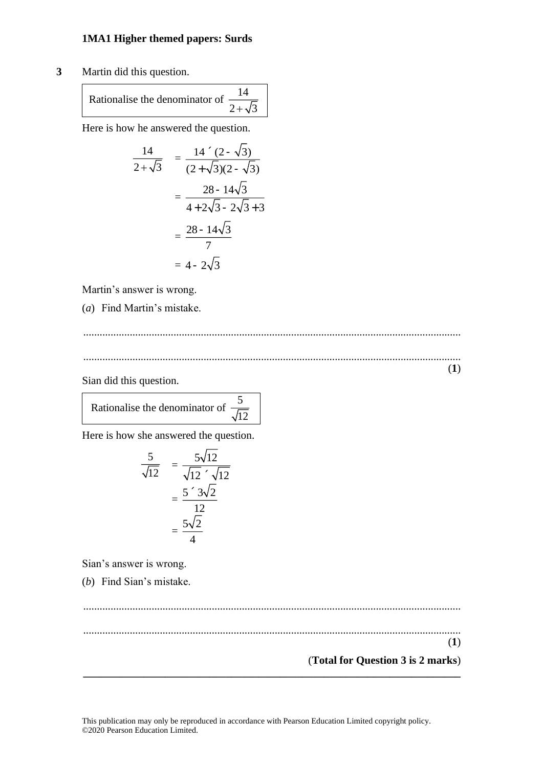**1MA1 Higher themed papers: Surds**

**3** Martin did this question.

> Rationalise the denominator of $\dfrac{14}{2+\sqrt{3}}$

Here is how he answered the question.

$$\frac{14}{2+\sqrt{3}} = \frac{14 \times (2-\sqrt{3})}{(2+\sqrt{3})(2-\sqrt{3})}$$

$$= \frac{28-14\sqrt{3}}{4+2\sqrt{3}-2\sqrt{3}+3}$$

$$= \frac{28-14\sqrt{3}}{7}$$

$$= 4-2\sqrt{3}$$

Martin's answer is wrong.

(*a*) Find Martin's mistake.

..........................................................................................................................................

..........................................................................................................................................

**(1)**

Sian did this question.

> Rationalise the denominator of $\dfrac{5}{\sqrt{12}}$

Here is how she answered the question.

$$\frac{5}{\sqrt{12}} = \frac{5\sqrt{12}}{\sqrt{12} \times \sqrt{12}}$$

$$= \frac{5 \times 3\sqrt{2}}{12}$$

$$= \frac{5\sqrt{2}}{4}$$

Sian's answer is wrong.

(*b*) Find Sian's mistake.

..........................................................................................................................................

..........................................................................................................................................

**(1)**

**(Total for Question 3 is 2 marks)**

---

This publication may only be reproduced in accordance with Pearson Education Limited copyright policy.
©2020 Pearson Education Limited.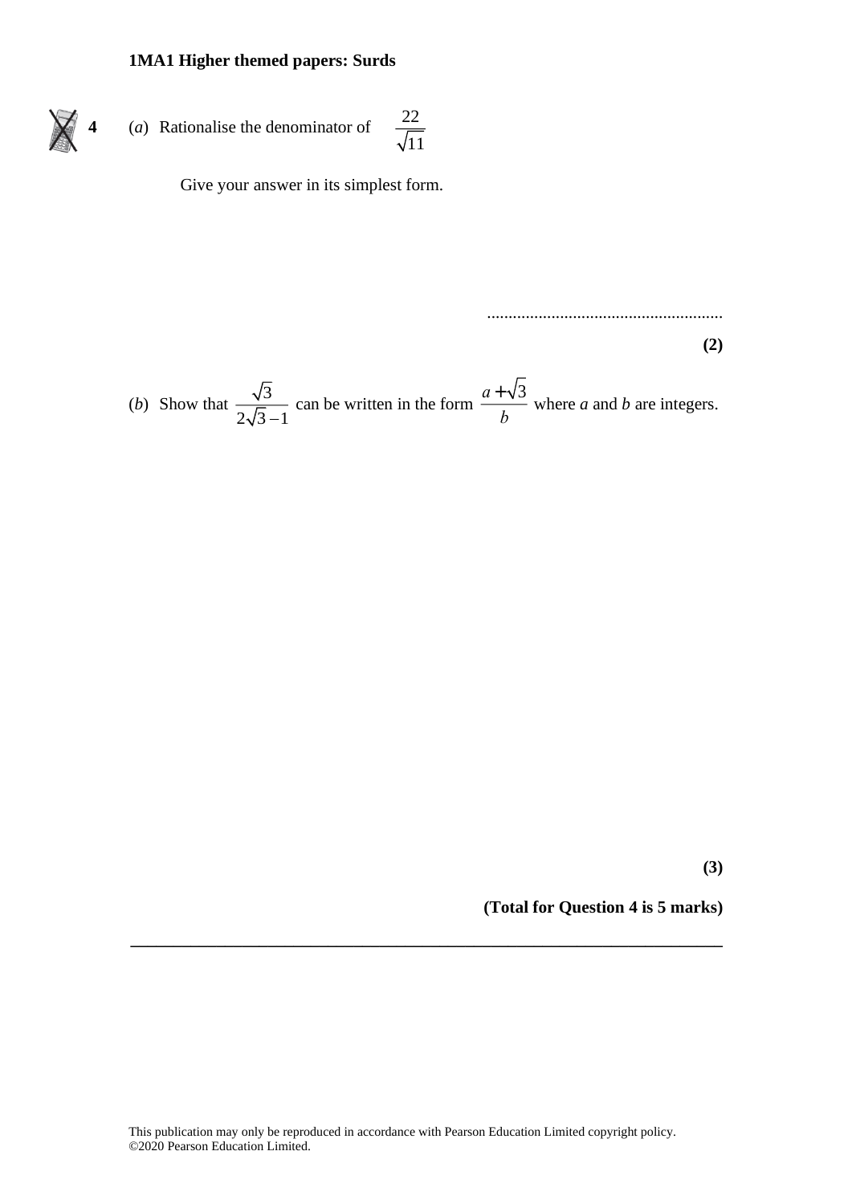**4** (*a*) Rationalise the denominator of $\dfrac{22}{\sqrt{11}}$

Give your answer in its simplest form.

.......................................................

**(2)**

(*b*) Show that $\dfrac{\sqrt{3}}{2\sqrt{3}-1}$ can be written in the form $\dfrac{a+\sqrt{3}}{b}$ where *a* and *b* are integers.

**(3)**

**(Total for Question 4 is 5 marks)**

---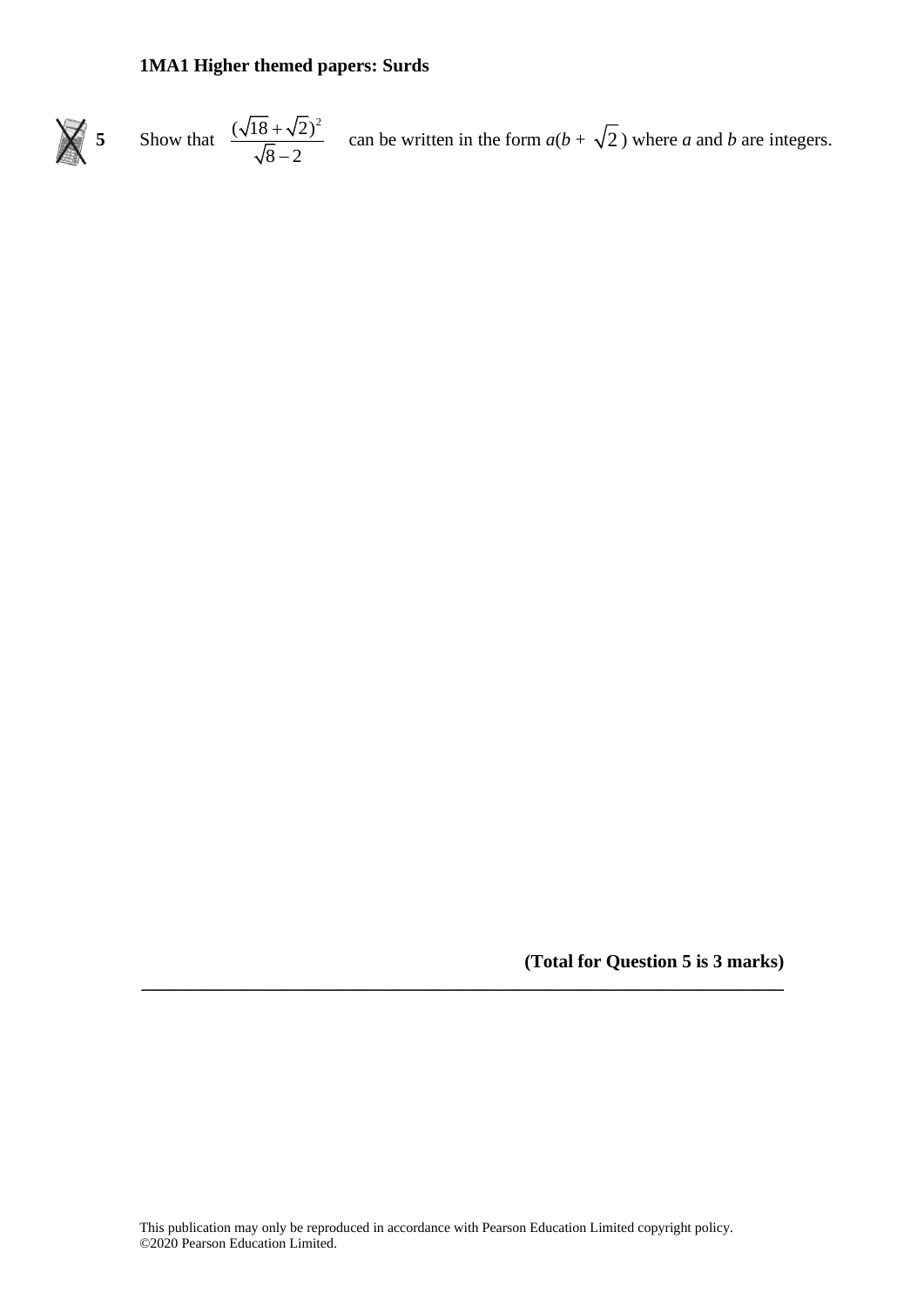**5** Show that $\dfrac{(\sqrt{18}+\sqrt{2})^2}{\sqrt{8}-2}$ can be written in the form $a(b + \sqrt{2})$ where $a$ and $b$ are integers.

**(Total for Question 5 is 3 marks)**

---

This publication may only be reproduced in accordance with Pearson Education Limited copyright policy.
©2020 Pearson Education Limited.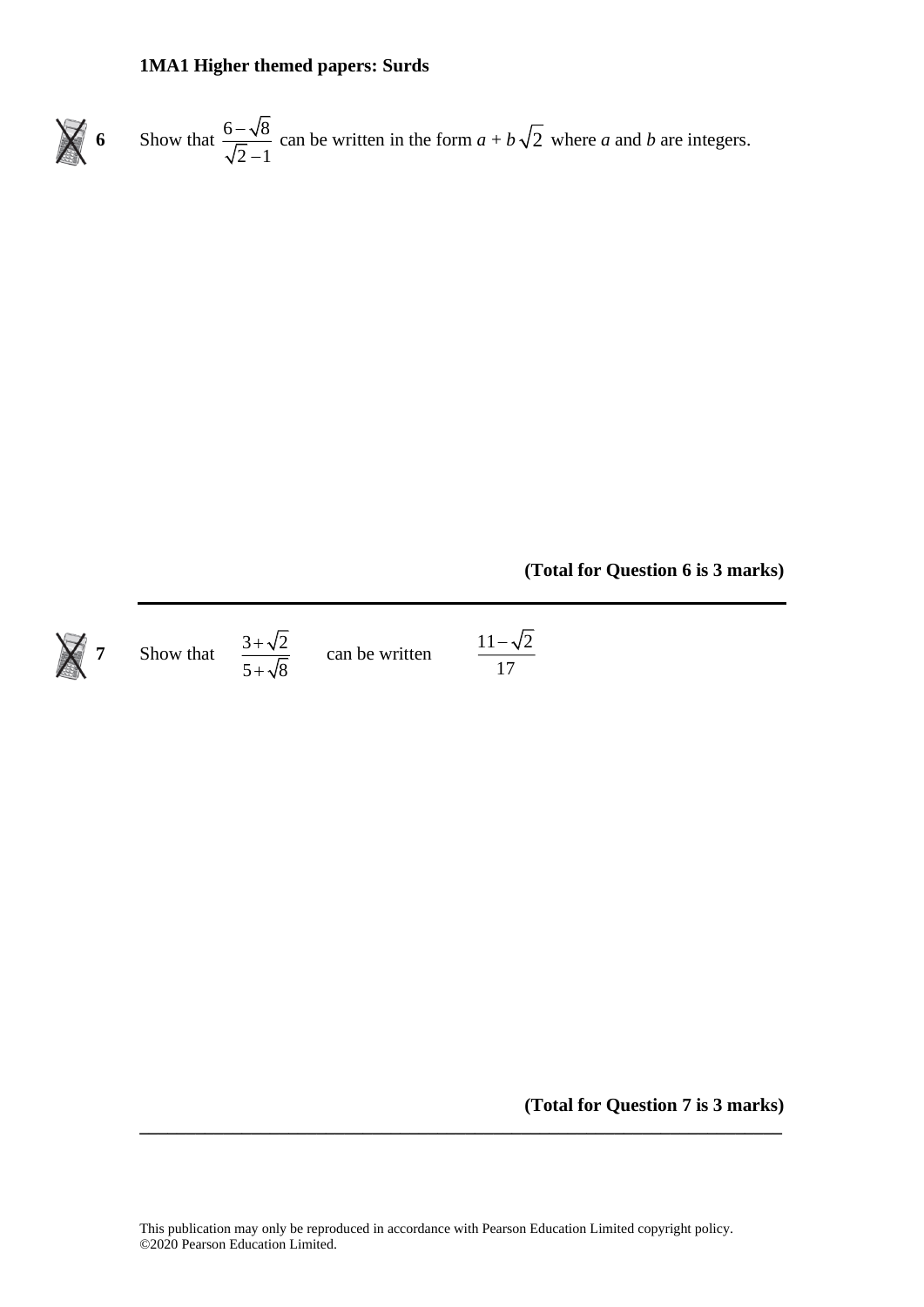**6** Show that $\frac{6-\sqrt{8}}{\sqrt{2}-1}$ can be written in the form $a + b\sqrt{2}$ where $a$ and $b$ are integers.

**(Total for Question 6 is 3 marks)**

---

**7** Show that $\frac{3+\sqrt{2}}{5+\sqrt{8}}$ can be written $\frac{11-\sqrt{2}}{17}$

**(Total for Question 7 is 3 marks)**

---

This publication may only be reproduced in accordance with Pearson Education Limited copyright policy.
©2020 Pearson Education Limited.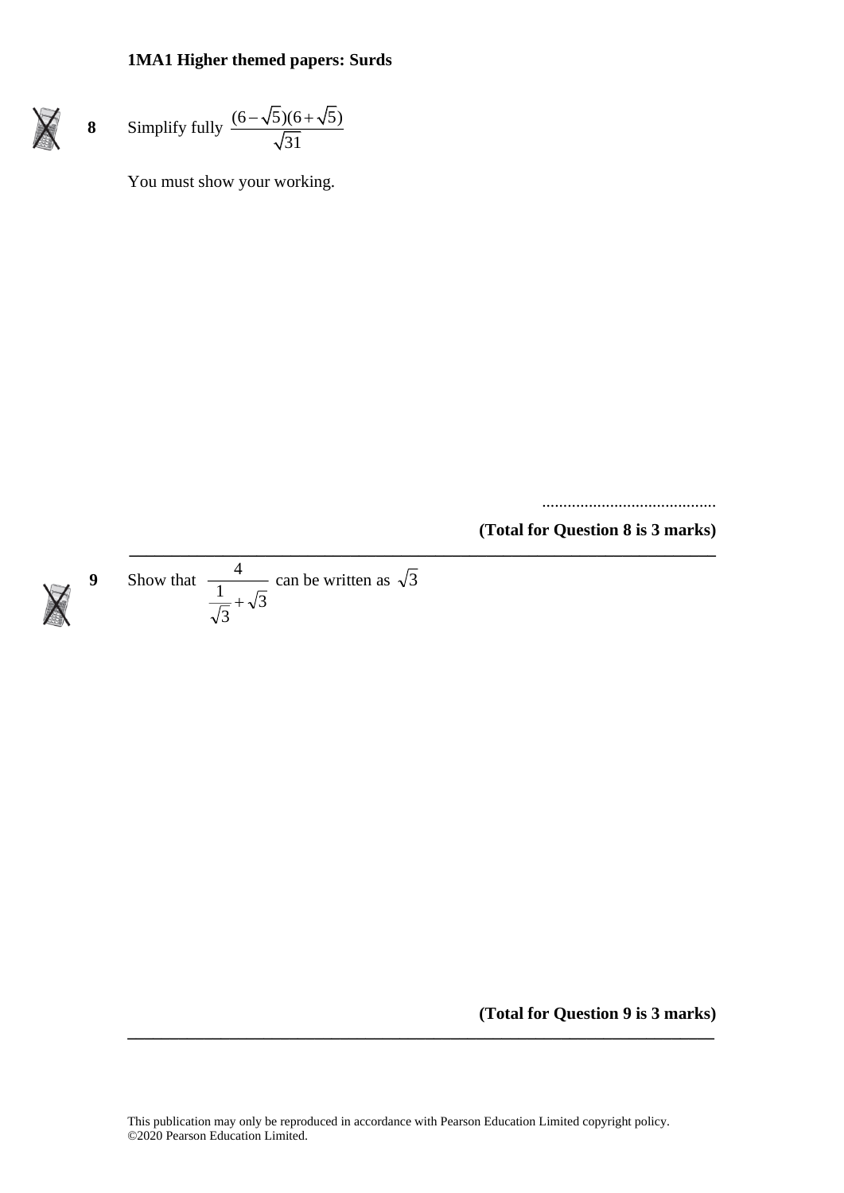**1MA1 Higher themed papers: Surds**

**8** Simplify fully $\dfrac{(6-\sqrt{5})(6+\sqrt{5})}{\sqrt{31}}$

You must show your working.

..........................................

**(Total for Question 8 is 3 marks)**

---

**9** Show that $\dfrac{4}{\dfrac{1}{\sqrt{3}}+\sqrt{3}}$ can be written as $\sqrt{3}$

**(Total for Question 9 is 3 marks)**

---

This publication may only be reproduced in accordance with Pearson Education Limited copyright policy.
©2020 Pearson Education Limited.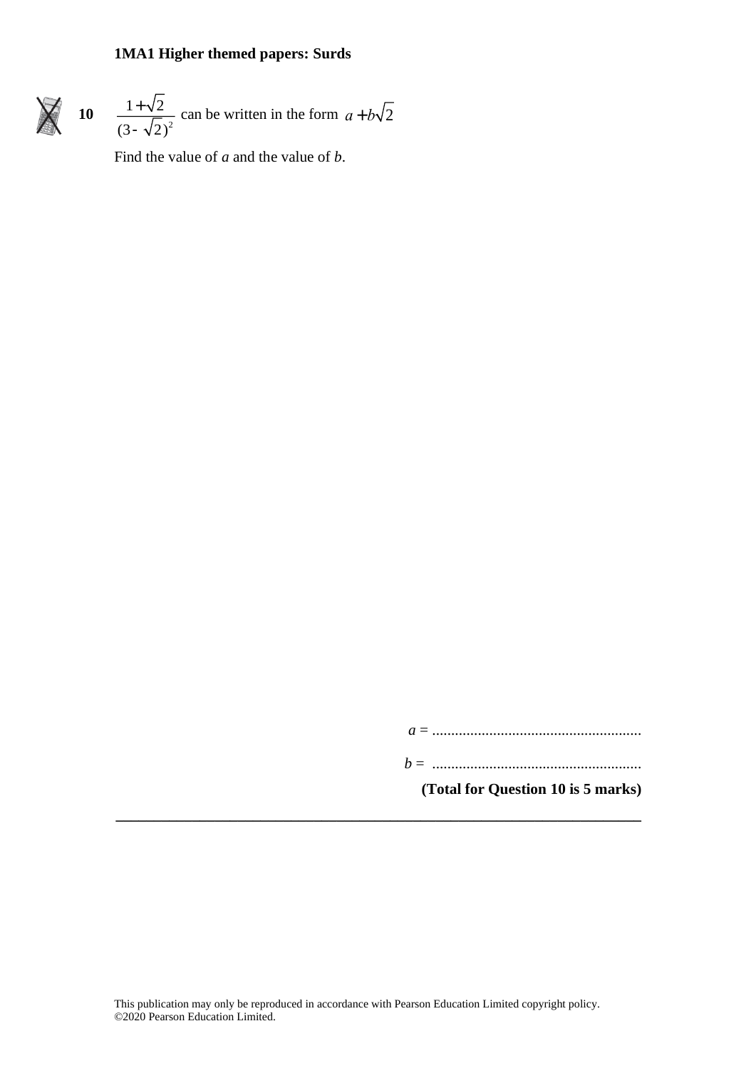**10** $\dfrac{1+\sqrt{2}}{(3-\sqrt{2})^2}$ can be written in the form $a+b\sqrt{2}$

Find the value of $a$ and the value of $b$.

$a$ = .......................................................

$b$ = .......................................................

**(Total for Question 10 is 5 marks)**

---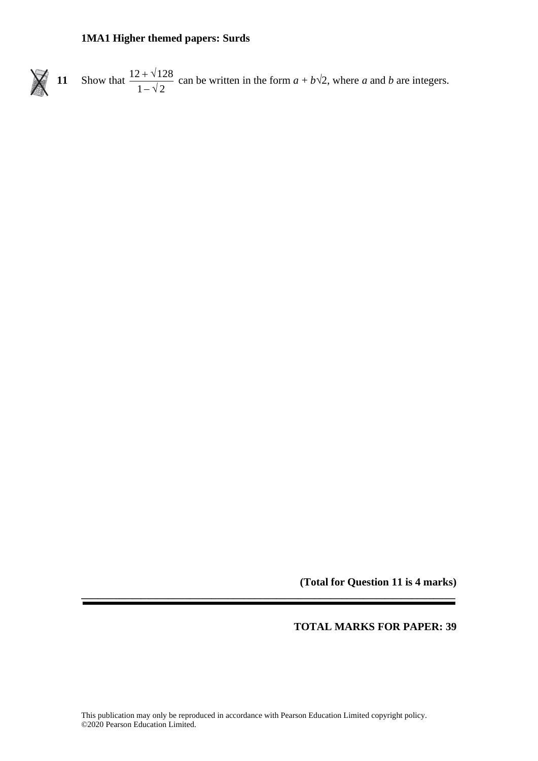**1MA1 Higher themed papers: Surds**

**11** Show that $\frac{12 + \sqrt{128}}{1 - \sqrt{2}}$ can be written in the form $a + b\sqrt{2}$, where $a$ and $b$ are integers.

**(Total for Question 11 is 4 marks)**

**TOTAL MARKS FOR PAPER: 39**

This publication may only be reproduced in accordance with Pearson Education Limited copyright policy.
©2020 Pearson Education Limited.